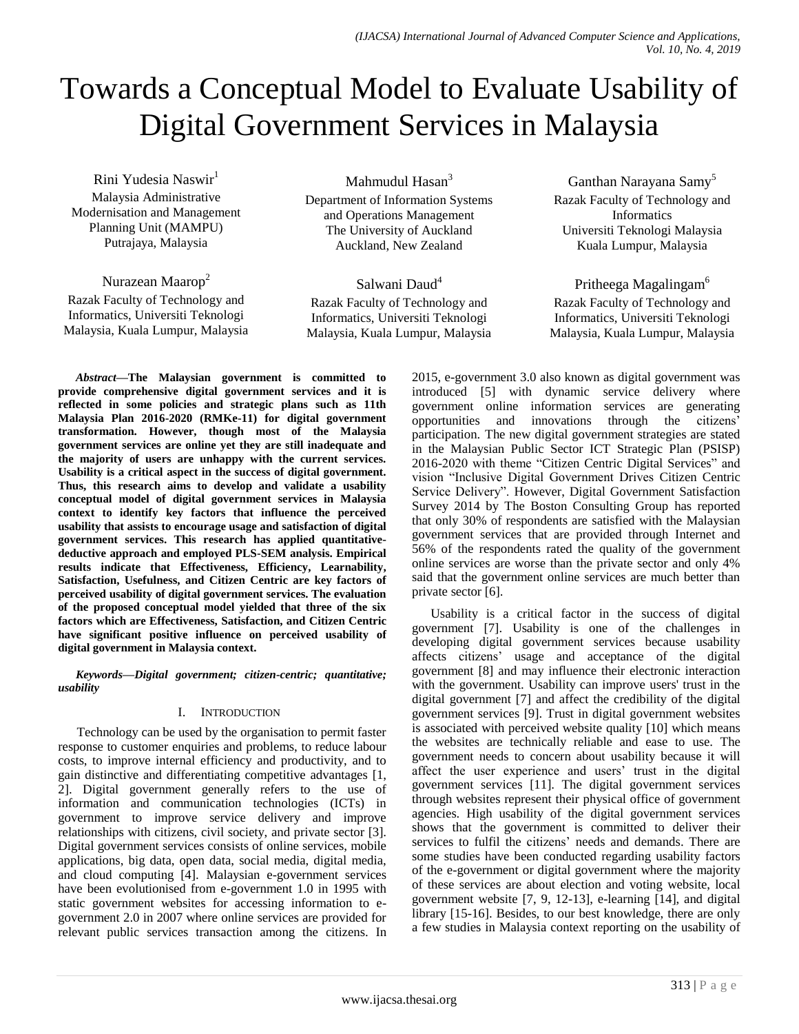# Towards a Conceptual Model to Evaluate Usability of Digital Government Services in Malaysia

Rini Yudesia Naswir[1]
Malaysia Administrative Modernisation and Management Planning Unit (MAMPU)
Putrajaya, Malaysia

Nurazean Maarop[2]
Razak Faculty of Technology and Informatics, Universiti Teknologi Malaysia, Kuala Lumpur, Malaysia

Mahmudul Hasan[3]
Department of Information Systems and Operations Management
The University of Auckland
Auckland, New Zealand

Salwani Daud[4]
Razak Faculty of Technology and Informatics, Universiti Teknologi Malaysia, Kuala Lumpur, Malaysia

Ganthan Narayana Samy[5]
Razak Faculty of Technology and Informatics
Universiti Teknologi Malaysia
Kuala Lumpur, Malaysia

Pritheega Magalingam[6]
Razak Faculty of Technology and Informatics, Universiti Teknologi Malaysia, Kuala Lumpur, Malaysia

***Abstract*—The Malaysian government is committed to provide comprehensive digital government services and it is reflected in some policies and strategic plans such as 11th Malaysia Plan 2016-2020 (RMKe-11) for digital government transformation. However, though most of the Malaysia government services are online yet they are still inadequate and the majority of users are unhappy with the current services. Usability is a critical aspect in the success of digital government. Thus, this research aims to develop and validate a usability conceptual model of digital government services in Malaysia context to identify key factors that influence the perceived usability that assists to encourage usage and satisfaction of digital government services. This research has applied quantitative-deductive approach and employed PLS-SEM analysis. Empirical results indicate that Effectiveness, Efficiency, Learnability, Satisfaction, Usefulness, and Citizen Centric are key factors of perceived usability of digital government services. The evaluation of the proposed conceptual model yielded that three of the six factors which are Effectiveness, Satisfaction, and Citizen Centric have significant positive influence on perceived usability of digital government in Malaysia context.**

***Keywords*—Digital government; citizen-centric; quantitative; usability**

## I. Introduction

Technology can be used by the organisation to permit faster response to customer enquiries and problems, to reduce labour costs, to improve internal efficiency and productivity, and to gain distinctive and differentiating competitive advantages [1, 2]. Digital government generally refers to the use of information and communication technologies (ICTs) in government to improve service delivery and improve relationships with citizens, civil society, and private sector [3]. Digital government services consists of online services, mobile applications, big data, open data, social media, digital media, and cloud computing [4]. Malaysian e-government services have been evolutionised from e-government 1.0 in 1995 with static government websites for accessing information to e-government 2.0 in 2007 where online services are provided for relevant public services transaction among the citizens. In 2015, e-government 3.0 also known as digital government was introduced [5] with dynamic service delivery where government online information services are generating opportunities and innovations through the citizens' participation. The new digital government strategies are stated in the Malaysian Public Sector ICT Strategic Plan (PSISP) 2016-2020 with theme "Citizen Centric Digital Services" and vision "Inclusive Digital Government Drives Citizen Centric Service Delivery". However, Digital Government Satisfaction Survey 2014 by The Boston Consulting Group has reported that only 30% of respondents are satisfied with the Malaysian government services that are provided through Internet and 56% of the respondents rated the quality of the government online services are worse than the private sector and only 4% said that the government online services are much better than private sector [6].

Usability is a critical factor in the success of digital government [7]. Usability is one of the challenges in developing digital government services because usability affects citizens' usage and acceptance of the digital government [8] and may influence their electronic interaction with the government. Usability can improve users' trust in the digital government [7] and affect the credibility of the digital government services [9]. Trust in digital government websites is associated with perceived website quality [10] which means the websites are technically reliable and ease to use. The government needs to concern about usability because it will affect the user experience and users' trust in the digital government services [11]. The digital government services through websites represent their physical office of government agencies. High usability of the digital government services shows that the government is committed to deliver their services to fulfil the citizens' needs and demands. There are some studies have been conducted regarding usability factors of the e-government or digital government where the majority of these services are about election and voting website, local government website [7, 9, 12-13], e-learning [14], and digital library [15-16]. Besides, to our best knowledge, there are only a few studies in Malaysia context reporting on the usability of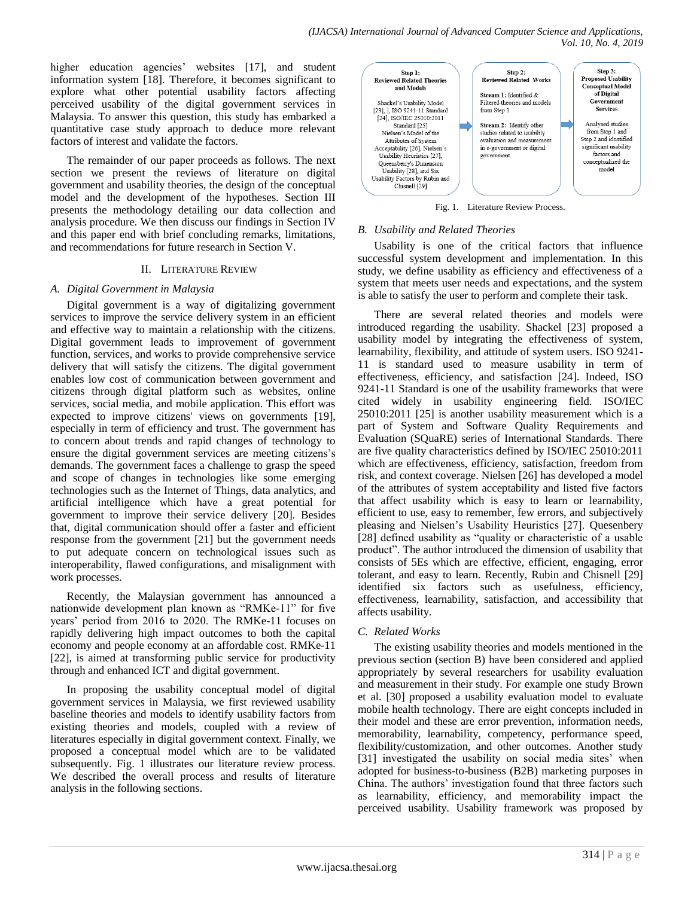higher education agencies' websites [17], and student information system [18]. Therefore, it becomes significant to explore what other potential usability factors affecting perceived usability of the digital government services in Malaysia. To answer this question, this study has embarked a quantitative case study approach to deduce more relevant factors of interest and validate the factors.

The remainder of our paper proceeds as follows. The next section we present the reviews of literature on digital government and usability theories, the design of the conceptual model and the development of the hypotheses. Section III presents the methodology detailing our data collection and analysis procedure. We then discuss our findings in Section IV and this paper end with brief concluding remarks, limitations, and recommendations for future research in Section V.

## II. Literature Review

### A. Digital Government in Malaysia

Digital government is a way of digitalizing government services to improve the service delivery system in an efficient and effective way to maintain a relationship with the citizens. Digital government leads to improvement of government function, services, and works to provide comprehensive service delivery that will satisfy the citizens. The digital government enables low cost of communication between government and citizens through digital platform such as websites, online services, social media, and mobile application. This effort was expected to improve citizens' views on governments [19], especially in term of efficiency and trust. The government has to concern about trends and rapid changes of technology to ensure the digital government services are meeting citizens's demands. The government faces a challenge to grasp the speed and scope of changes in technologies like some emerging technologies such as the Internet of Things, data analytics, and artificial intelligence which have a great potential for government to improve their service delivery [20]. Besides that, digital communication should offer a faster and efficient response from the government [21] but the government needs to put adequate concern on technological issues such as interoperability, flawed configurations, and misalignment with work processes.

Recently, the Malaysian government has announced a nationwide development plan known as "RMKe-11" for five years' period from 2016 to 2020. The RMKe-11 focuses on rapidly delivering high impact outcomes to both the capital economy and people economy at an affordable cost. RMKe-11 [22], is aimed at transforming public service for productivity through and enhanced ICT and digital government.

In proposing the usability conceptual model of digital government services in Malaysia, we first reviewed usability baseline theories and models to identify usability factors from existing theories and models, coupled with a review of literatures especially in digital government context. Finally, we proposed a conceptual model which are to be validated subsequently. Fig. 1 illustrates our literature review process. We described the overall process and results of literature analysis in the following sections.

**Step 1: Reviewed Related Theories and Models**

Shackel's Usability Model [23], ], ISO 9241-11 Standard [24], ISO/IEC 25010:2011 Standard [25] Nielsen's Model of the Attributes of System Acceptability [26], Nielsen's Usability Heuristics [27], Queensberry's Dimension Usability [28], and Six Usability Factors by Rubin and Chisnell [29]

**Step 2: Reviewed Related Works**

Stream 1: Identified & Filtered theories and models from Step 1

Stream 2: Identify other studies related to usability evaluation and measurement in e-government or digital government

**Step 3: Proposed Usability Conceptual Model of Digital Government Services**

Analysed studies from Step 1 and Step 2 and identified significant usability factors and conceptualized the model

Fig. 1. Literature Review Process.

### B. Usability and Related Theories

Usability is one of the critical factors that influence successful system development and implementation. In this study, we define usability as efficiency and effectiveness of a system that meets user needs and expectations, and the system is able to satisfy the user to perform and complete their task.

There are several related theories and models were introduced regarding the usability. Shackel [23] proposed a usability model by integrating the effectiveness of system, learnability, flexibility, and attitude of system users. ISO 9241-11 is standard used to measure usability in term of effectiveness, efficiency, and satisfaction [24]. Indeed, ISO 9241-11 Standard is one of the usability frameworks that were cited widely in usability engineering field. ISO/IEC 25010:2011 [25] is another usability measurement which is a part of System and Software Quality Requirements and Evaluation (SQuaRE) series of International Standards. There are five quality characteristics defined by ISO/IEC 25010:2011 which are effectiveness, efficiency, satisfaction, freedom from risk, and context coverage. Nielsen [26] has developed a model of the attributes of system acceptability and listed five factors that affect usability which is easy to learn or learnability, efficient to use, easy to remember, few errors, and subjectively pleasing and Nielsen's Usability Heuristics [27]. Quesenbery [28] defined usability as "quality or characteristic of a usable product". The author introduced the dimension of usability that consists of 5Es which are effective, efficient, engaging, error tolerant, and easy to learn. Recently, Rubin and Chisnell [29] identified six factors such as usefulness, efficiency, effectiveness, learnability, satisfaction, and accessibility that affects usability.

### C. Related Works

The existing usability theories and models mentioned in the previous section (section B) have been considered and applied appropriately by several researchers for usability evaluation and measurement in their study. For example one study Brown et al. [30] proposed a usability evaluation model to evaluate mobile health technology. There are eight concepts included in their model and these are error prevention, information needs, memorability, learnability, competency, performance speed, flexibility/customization, and other outcomes. Another study [31] investigated the usability on social media sites' when adopted for business-to-business (B2B) marketing purposes in China. The authors' investigation found that three factors such as learnability, efficiency, and memorability impact the perceived usability. Usability framework was proposed by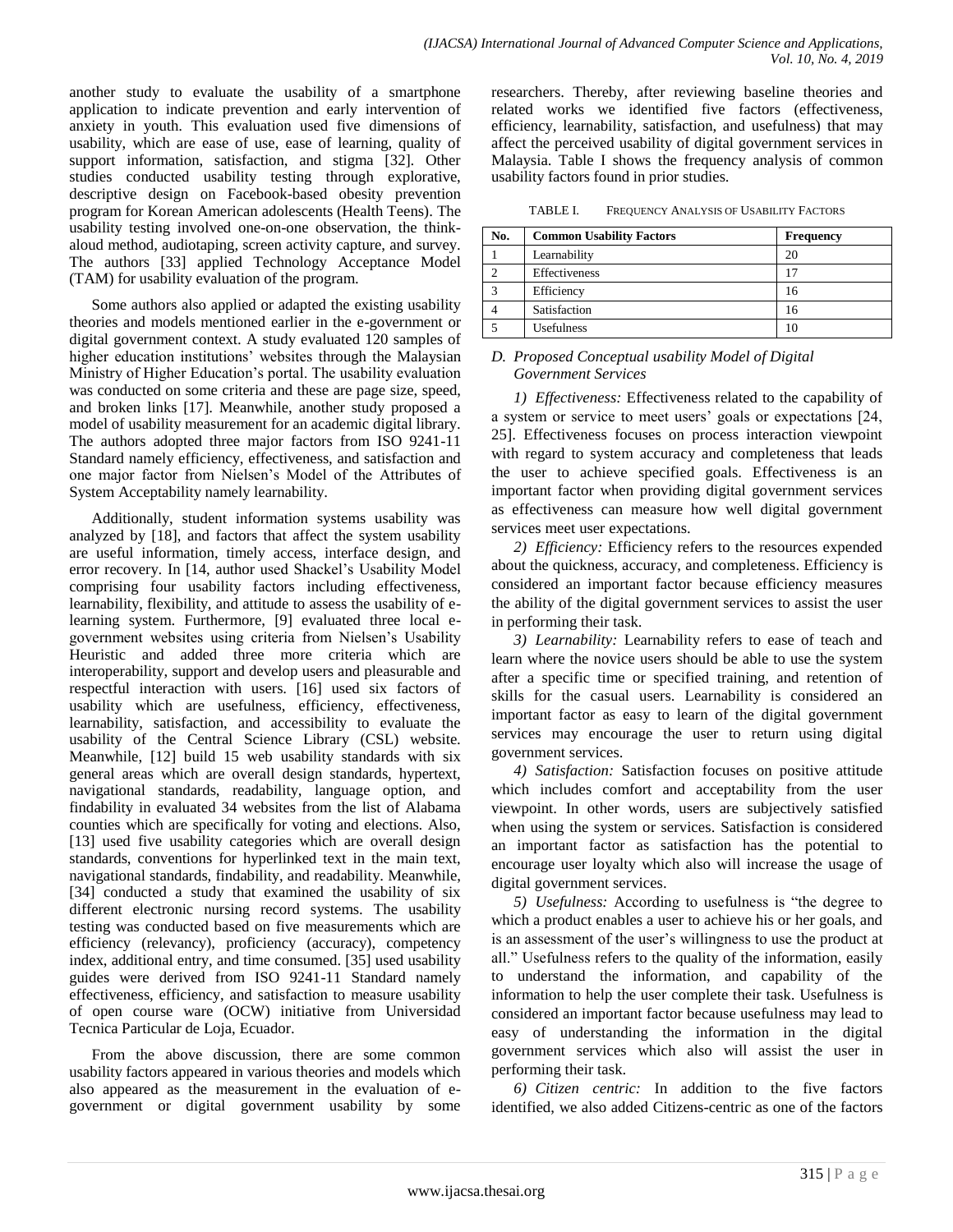another study to evaluate the usability of a smartphone application to indicate prevention and early intervention of anxiety in youth. This evaluation used five dimensions of usability, which are ease of use, ease of learning, quality of support information, satisfaction, and stigma [32]. Other studies conducted usability testing through explorative, descriptive design on Facebook-based obesity prevention program for Korean American adolescents (Health Teens). The usability testing involved one-on-one observation, the think-aloud method, audiotaping, screen activity capture, and survey. The authors [33] applied Technology Acceptance Model (TAM) for usability evaluation of the program.

Some authors also applied or adapted the existing usability theories and models mentioned earlier in the e-government or digital government context. A study evaluated 120 samples of higher education institutions' websites through the Malaysian Ministry of Higher Education's portal. The usability evaluation was conducted on some criteria and these are page size, speed, and broken links [17]. Meanwhile, another study proposed a model of usability measurement for an academic digital library. The authors adopted three major factors from ISO 9241-11 Standard namely efficiency, effectiveness, and satisfaction and one major factor from Nielsen's Model of the Attributes of System Acceptability namely learnability.

Additionally, student information systems usability was analyzed by [18], and factors that affect the system usability are useful information, timely access, interface design, and error recovery. In [14, author used Shackel's Usability Model comprising four usability factors including effectiveness, learnability, flexibility, and attitude to assess the usability of e-learning system. Furthermore, [9] evaluated three local e-government websites using criteria from Nielsen's Usability Heuristic and added three more criteria which are interoperability, support and develop users and pleasurable and respectful interaction with users. [16] used six factors of usability which are usefulness, efficiency, effectiveness, learnability, satisfaction, and accessibility to evaluate the usability of the Central Science Library (CSL) website. Meanwhile, [12] build 15 web usability standards with six general areas which are overall design standards, hypertext, navigational standards, readability, language option, and findability in evaluated 34 websites from the list of Alabama counties which are specifically for voting and elections. Also, [13] used five usability categories which are overall design standards, conventions for hyperlinked text in the main text, navigational standards, findability, and readability. Meanwhile, [34] conducted a study that examined the usability of six different electronic nursing record systems. The usability testing was conducted based on five measurements which are efficiency (relevancy), proficiency (accuracy), competency index, additional entry, and time consumed. [35] used usability guides were derived from ISO 9241-11 Standard namely effectiveness, efficiency, and satisfaction to measure usability of open course ware (OCW) initiative from Universidad Tecnica Particular de Loja, Ecuador.

From the above discussion, there are some common usability factors appeared in various theories and models which also appeared as the measurement in the evaluation of e-government or digital government usability by some researchers. Thereby, after reviewing baseline theories and related works we identified five factors (effectiveness, efficiency, learnability, satisfaction, and usefulness) that may affect the perceived usability of digital government services in Malaysia. Table I shows the frequency analysis of common usability factors found in prior studies.

TABLE I. FREQUENCY ANALYSIS OF USABILITY FACTORS

| No. | Common Usability Factors | Frequency |
|---|---|---|
| 1 | Learnability | 20 |
| 2 | Effectiveness | 17 |
| 3 | Efficiency | 16 |
| 4 | Satisfaction | 16 |
| 5 | Usefulness | 10 |

### D. Proposed Conceptual usability Model of Digital Government Services

*1) Effectiveness:* Effectiveness related to the capability of a system or service to meet users' goals or expectations [24, 25]. Effectiveness focuses on process interaction viewpoint with regard to system accuracy and completeness that leads the user to achieve specified goals. Effectiveness is an important factor when providing digital government services as effectiveness can measure how well digital government services meet user expectations.

*2) Efficiency:* Efficiency refers to the resources expended about the quickness, accuracy, and completeness. Efficiency is considered an important factor because efficiency measures the ability of the digital government services to assist the user in performing their task.

*3) Learnability:* Learnability refers to ease of teach and learn where the novice users should be able to use the system after a specific time or specified training, and retention of skills for the casual users. Learnability is considered an important factor as easy to learn of the digital government services may encourage the user to return using digital government services.

*4) Satisfaction:* Satisfaction focuses on positive attitude which includes comfort and acceptability from the user viewpoint. In other words, users are subjectively satisfied when using the system or services. Satisfaction is considered an important factor as satisfaction has the potential to encourage user loyalty which also will increase the usage of digital government services.

*5) Usefulness:* According to usefulness is "the degree to which a product enables a user to achieve his or her goals, and is an assessment of the user's willingness to use the product at all." Usefulness refers to the quality of the information, easily to understand the information, and capability of the information to help the user complete their task. Usefulness is considered an important factor because usefulness may lead to easy of understanding the information in the digital government services which also will assist the user in performing their task.

*6) Citizen centric:* In addition to the five factors identified, we also added Citizens-centric as one of the factors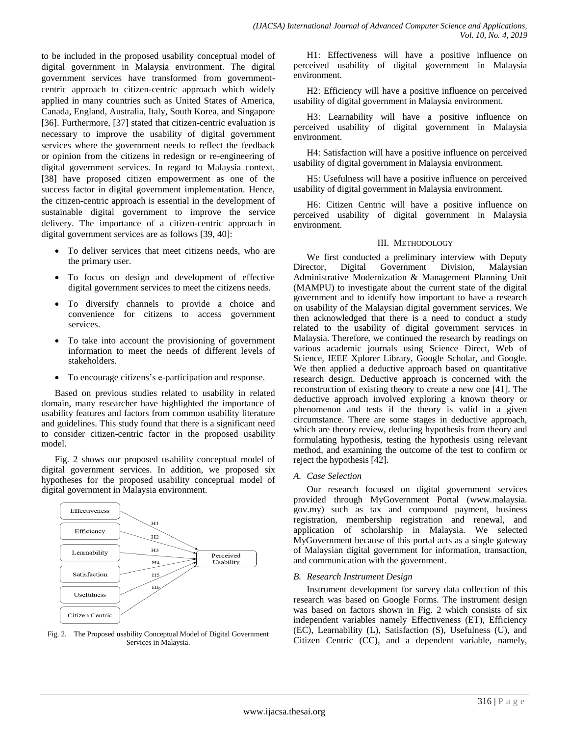to be included in the proposed usability conceptual model of digital government in Malaysia environment. The digital government services have transformed from government-centric approach to citizen-centric approach which widely applied in many countries such as United States of America, Canada, England, Australia, Italy, South Korea, and Singapore [36]. Furthermore, [37] stated that citizen-centric evaluation is necessary to improve the usability of digital government services where the government needs to reflect the feedback or opinion from the citizens in redesign or re-engineering of digital government services. In regard to Malaysia context, [38] have proposed citizen empowerment as one of the success factor in digital government implementation. Hence, the citizen-centric approach is essential in the development of sustainable digital government to improve the service delivery. The importance of a citizen-centric approach in digital government services are as follows [39, 40]:

- To deliver services that meet citizens needs, who are the primary user.
- To focus on design and development of effective digital government services to meet the citizens needs.
- To diversify channels to provide a choice and convenience for citizens to access government services.
- To take into account the provisioning of government information to meet the needs of different levels of stakeholders.
- To encourage citizens's e-participation and response.

Based on previous studies related to usability in related domain, many researcher have highlighted the importance of usability features and factors from common usability literature and guidelines. This study found that there is a significant need to consider citizen-centric factor in the proposed usability model.

Fig. 2 shows our proposed usability conceptual model of digital government services. In addition, we proposed six hypotheses for the proposed usability conceptual model of digital government in Malaysia environment.

Fig. 2. The Proposed usability Conceptual Model of Digital Government Services in Malaysia.

H1: Effectiveness will have a positive influence on perceived usability of digital government in Malaysia environment.

H2: Efficiency will have a positive influence on perceived usability of digital government in Malaysia environment.

H3: Learnability will have a positive influence on perceived usability of digital government in Malaysia environment.

H4: Satisfaction will have a positive influence on perceived usability of digital government in Malaysia environment.

H5: Usefulness will have a positive influence on perceived usability of digital government in Malaysia environment.

H6: Citizen Centric will have a positive influence on perceived usability of digital government in Malaysia environment.

## III. Methodology

We first conducted a preliminary interview with Deputy Director, Digital Government Division, Malaysian Administrative Modernization & Management Planning Unit (MAMPU) to investigate about the current state of the digital government and to identify how important to have a research on usability of the Malaysian digital government services. We then acknowledged that there is a need to conduct a study related to the usability of digital government services in Malaysia. Therefore, we continued the research by readings on various academic journals using Science Direct, Web of Science, IEEE Xplorer Library, Google Scholar, and Google. We then applied a deductive approach based on quantitative research design. Deductive approach is concerned with the reconstruction of existing theory to create a new one [41]. The deductive approach involved exploring a known theory or phenomenon and tests if the theory is valid in a given circumstance. There are some stages in deductive approach, which are theory review, deducing hypothesis from theory and formulating hypothesis, testing the hypothesis using relevant method, and examining the outcome of the test to confirm or reject the hypothesis [42].

### *A. Case Selection*

Our research focused on digital government services provided through MyGovernment Portal (www.malaysia.gov.my) such as tax and compound payment, business registration, membership registration and renewal, and application of scholarship in Malaysia. We selected MyGovernment because of this portal acts as a single gateway of Malaysian digital government for information, transaction, and communication with the government.

### *B. Research Instrument Design*

Instrument development for survey data collection of this research was based on Google Forms. The instrument design was based on factors shown in Fig. 2 which consists of six independent variables namely Effectiveness (ET), Efficiency (EC), Learnability (L), Satisfaction (S), Usefulness (U), and Citizen Centric (CC), and a dependent variable, namely,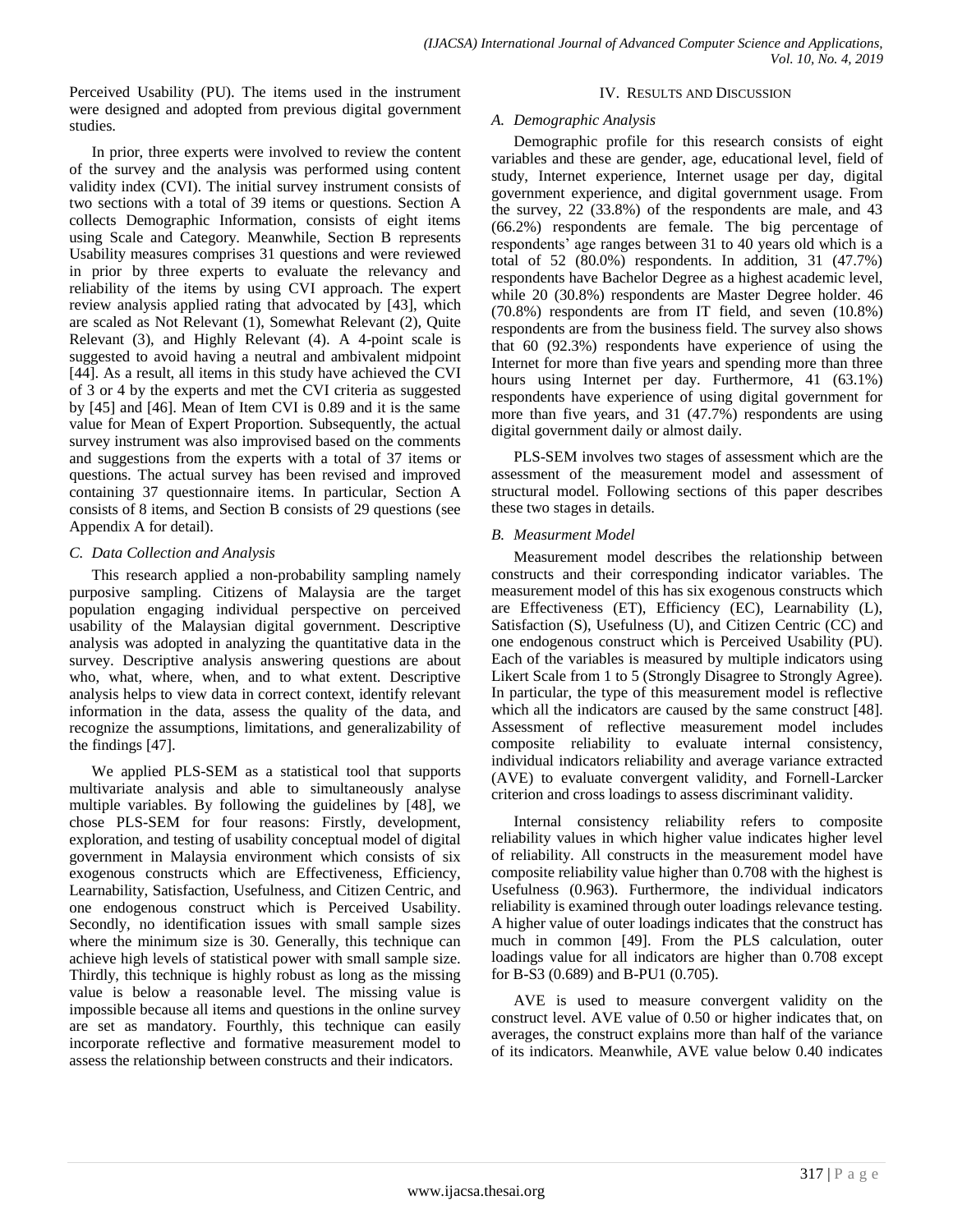Perceived Usability (PU). The items used in the instrument were designed and adopted from previous digital government studies.

In prior, three experts were involved to review the content of the survey and the analysis was performed using content validity index (CVI). The initial survey instrument consists of two sections with a total of 39 items or questions. Section A collects Demographic Information, consists of eight items using Scale and Category. Meanwhile, Section B represents Usability measures comprises 31 questions and were reviewed in prior by three experts to evaluate the relevancy and reliability of the items by using CVI approach. The expert review analysis applied rating that advocated by [43], which are scaled as Not Relevant (1), Somewhat Relevant (2), Quite Relevant (3), and Highly Relevant (4). A 4-point scale is suggested to avoid having a neutral and ambivalent midpoint [44]. As a result, all items in this study have achieved the CVI of 3 or 4 by the experts and met the CVI criteria as suggested by [45] and [46]. Mean of Item CVI is 0.89 and it is the same value for Mean of Expert Proportion. Subsequently, the actual survey instrument was also improvised based on the comments and suggestions from the experts with a total of 37 items or questions. The actual survey has been revised and improved containing 37 questionnaire items. In particular, Section A consists of 8 items, and Section B consists of 29 questions (see Appendix A for detail).

### C. Data Collection and Analysis

This research applied a non-probability sampling namely purposive sampling. Citizens of Malaysia are the target population engaging individual perspective on perceived usability of the Malaysian digital government. Descriptive analysis was adopted in analyzing the quantitative data in the survey. Descriptive analysis answering questions are about who, what, where, when, and to what extent. Descriptive analysis helps to view data in correct context, identify relevant information in the data, assess the quality of the data, and recognize the assumptions, limitations, and generalizability of the findings [47].

We applied PLS-SEM as a statistical tool that supports multivariate analysis and able to simultaneously analyse multiple variables. By following the guidelines by [48], we chose PLS-SEM for four reasons: Firstly, development, exploration, and testing of usability conceptual model of digital government in Malaysia environment which consists of six exogenous constructs which are Effectiveness, Efficiency, Learnability, Satisfaction, Usefulness, and Citizen Centric, and one endogenous construct which is Perceived Usability. Secondly, no identification issues with small sample sizes where the minimum size is 30. Generally, this technique can achieve high levels of statistical power with small sample size. Thirdly, this technique is highly robust as long as the missing value is below a reasonable level. The missing value is impossible because all items and questions in the online survey are set as mandatory. Fourthly, this technique can easily incorporate reflective and formative measurement model to assess the relationship between constructs and their indicators.

## IV. Results and Discussion

### A. Demographic Analysis

Demographic profile for this research consists of eight variables and these are gender, age, educational level, field of study, Internet experience, Internet usage per day, digital government experience, and digital government usage. From the survey, 22 (33.8%) of the respondents are male, and 43 (66.2%) respondents are female. The big percentage of respondents' age ranges between 31 to 40 years old which is a total of 52 (80.0%) respondents. In addition, 31 (47.7%) respondents have Bachelor Degree as a highest academic level, while 20 (30.8%) respondents are Master Degree holder. 46 (70.8%) respondents are from IT field, and seven (10.8%) respondents are from the business field. The survey also shows that 60 (92.3%) respondents have experience of using the Internet for more than five years and spending more than three hours using Internet per day. Furthermore, 41 (63.1%) respondents have experience of using digital government for more than five years, and 31 (47.7%) respondents are using digital government daily or almost daily.

PLS-SEM involves two stages of assessment which are the assessment of the measurement model and assessment of structural model. Following sections of this paper describes these two stages in details.

### B. Measurment Model

Measurement model describes the relationship between constructs and their corresponding indicator variables. The measurement model of this has six exogenous constructs which are Effectiveness (ET), Efficiency (EC), Learnability (L), Satisfaction (S), Usefulness (U), and Citizen Centric (CC) and one endogenous construct which is Perceived Usability (PU). Each of the variables is measured by multiple indicators using Likert Scale from 1 to 5 (Strongly Disagree to Strongly Agree). In particular, the type of this measurement model is reflective which all the indicators are caused by the same construct [48]. Assessment of reflective measurement model includes composite reliability to evaluate internal consistency, individual indicators reliability and average variance extracted (AVE) to evaluate convergent validity, and Fornell-Larcker criterion and cross loadings to assess discriminant validity.

Internal consistency reliability refers to composite reliability values in which higher value indicates higher level of reliability. All constructs in the measurement model have composite reliability value higher than 0.708 with the highest is Usefulness (0.963). Furthermore, the individual indicators reliability is examined through outer loadings relevance testing. A higher value of outer loadings indicates that the construct has much in common [49]. From the PLS calculation, outer loadings value for all indicators are higher than 0.708 except for B-S3 (0.689) and B-PU1 (0.705).

AVE is used to measure convergent validity on the construct level. AVE value of 0.50 or higher indicates that, on averages, the construct explains more than half of the variance of its indicators. Meanwhile, AVE value below 0.40 indicates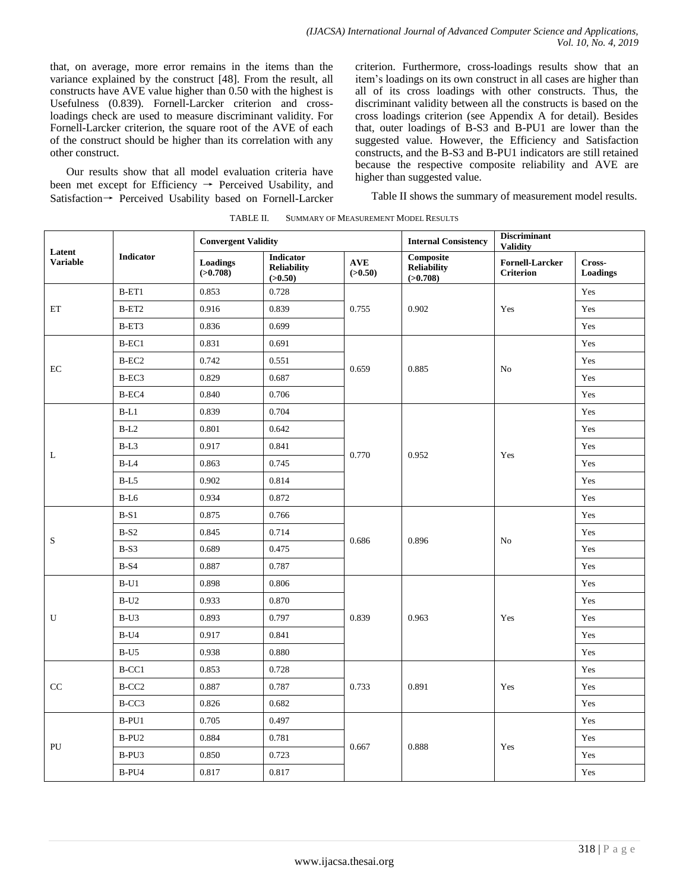that, on average, more error remains in the items than the variance explained by the construct [48]. From the result, all constructs have AVE value higher than 0.50 with the highest is Usefulness (0.839). Fornell-Larcker criterion and cross-loadings check are used to measure discriminant validity. For Fornell-Larcker criterion, the square root of the AVE of each of the construct should be higher than its correlation with any other construct.

Our results show that all model evaluation criteria have been met except for Efficiency → Perceived Usability, and Satisfaction→ Perceived Usability based on Fornell-Larcker criterion. Furthermore, cross-loadings results show that an item's loadings on its own construct in all cases are higher than all of its cross loadings with other constructs. Thus, the discriminant validity between all the constructs is based on the cross loadings criterion (see Appendix A for detail). Besides that, outer loadings of B-S3 and B-PU1 are lower than the suggested value. However, the Efficiency and Satisfaction constructs, and the B-S3 and B-PU1 indicators are still retained because the respective composite reliability and AVE are higher than suggested value.

Table II shows the summary of measurement model results.

TABLE II. SUMMARY OF MEASUREMENT MODEL RESULTS

| Latent Variable | Indicator | Convergent Validity | | | Internal Consistency | Discriminant Validity | |
|---|---|---|---|---|---|---|---|
| | | Loadings (>0.708) | Indicator Reliability (>0.50) | AVE (>0.50) | Composite Reliability (>0.708) | Fornell-Larcker Criterion | Cross-Loadings |
| ET | B-ET1 | 0.853 | 0.728 | 0.755 | 0.902 | Yes | Yes |
| | B-ET2 | 0.916 | 0.839 | | | | Yes |
| | B-ET3 | 0.836 | 0.699 | | | | Yes |
| EC | B-EC1 | 0.831 | 0.691 | 0.659 | 0.885 | No | Yes |
| | B-EC2 | 0.742 | 0.551 | | | | Yes |
| | B-EC3 | 0.829 | 0.687 | | | | Yes |
| | B-EC4 | 0.840 | 0.706 | | | | Yes |
| L | B-L1 | 0.839 | 0.704 | 0.770 | 0.952 | Yes | Yes |
| | B-L2 | 0.801 | 0.642 | | | | Yes |
| | B-L3 | 0.917 | 0.841 | | | | Yes |
| | B-L4 | 0.863 | 0.745 | | | | Yes |
| | B-L5 | 0.902 | 0.814 | | | | Yes |
| | B-L6 | 0.934 | 0.872 | | | | Yes |
| S | B-S1 | 0.875 | 0.766 | 0.686 | 0.896 | No | Yes |
| | B-S2 | 0.845 | 0.714 | | | | Yes |
| | B-S3 | 0.689 | 0.475 | | | | Yes |
| | B-S4 | 0.887 | 0.787 | | | | Yes |
| U | B-U1 | 0.898 | 0.806 | 0.839 | 0.963 | Yes | Yes |
| | B-U2 | 0.933 | 0.870 | | | | Yes |
| | B-U3 | 0.893 | 0.797 | | | | Yes |
| | B-U4 | 0.917 | 0.841 | | | | Yes |
| | B-U5 | 0.938 | 0.880 | | | | Yes |
| CC | B-CC1 | 0.853 | 0.728 | 0.733 | 0.891 | Yes | Yes |
| | B-CC2 | 0.887 | 0.787 | | | | Yes |
| | B-CC3 | 0.826 | 0.682 | | | | Yes |
| PU | B-PU1 | 0.705 | 0.497 | 0.667 | 0.888 | Yes | Yes |
| | B-PU2 | 0.884 | 0.781 | | | | Yes |
| | B-PU3 | 0.850 | 0.723 | | | | Yes |
| | B-PU4 | 0.817 | 0.817 | | | | Yes |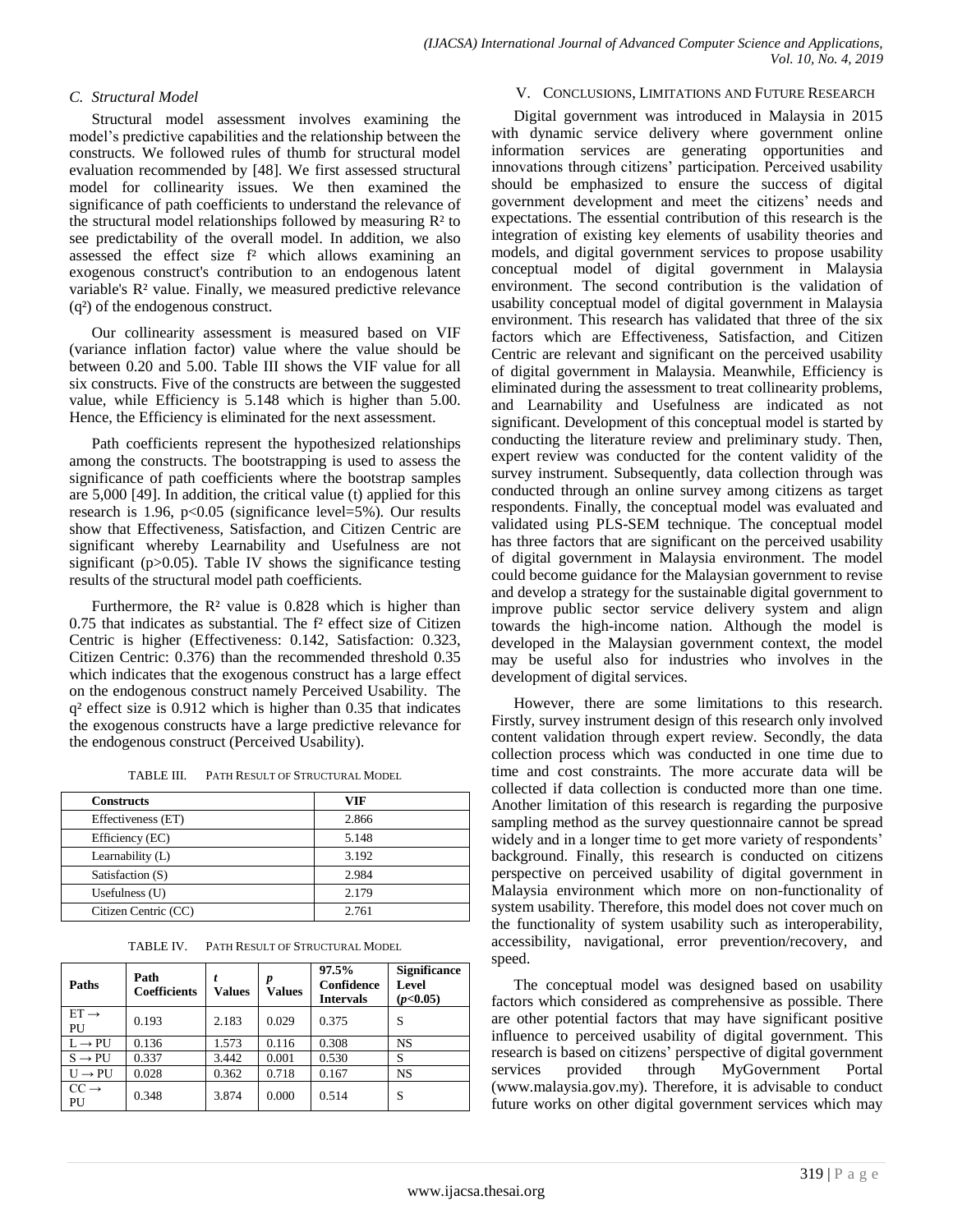### C. Structural Model

Structural model assessment involves examining the model's predictive capabilities and the relationship between the constructs. We followed rules of thumb for structural model evaluation recommended by [48]. We first assessed structural model for collinearity issues. We then examined the significance of path coefficients to understand the relevance of the structural model relationships followed by measuring $R^2$ to see predictability of the overall model. In addition, we also assessed the effect size $f^2$ which allows examining an exogenous construct's contribution to an endogenous latent variable's $R^2$ value. Finally, we measured predictive relevance ($q^2$) of the endogenous construct.

Our collinearity assessment is measured based on VIF (variance inflation factor) value where the value should be between 0.20 and 5.00. Table III shows the VIF value for all six constructs. Five of the constructs are between the suggested value, while Efficiency is 5.148 which is higher than 5.00. Hence, the Efficiency is eliminated for the next assessment.

Path coefficients represent the hypothesized relationships among the constructs. The bootstrapping is used to assess the significance of path coefficients where the bootstrap samples are 5,000 [49]. In addition, the critical value (t) applied for this research is 1.96, $p<0.05$ (significance level=5%). Our results show that Effectiveness, Satisfaction, and Citizen Centric are significant whereby Learnability and Usefulness are not significant ($p>0.05$). Table IV shows the significance testing results of the structural model path coefficients.

Furthermore, the $R^2$ value is 0.828 which is higher than 0.75 that indicates as substantial. The $f^2$ effect size of Citizen Centric is higher (Effectiveness: 0.142, Satisfaction: 0.323, Citizen Centric: 0.376) than the recommended threshold 0.35 which indicates that the exogenous construct has a large effect on the endogenous construct namely Perceived Usability. The $q^2$ effect size is 0.912 which is higher than 0.35 that indicates the exogenous constructs have a large predictive relevance for the endogenous construct (Perceived Usability).

TABLE III. PATH RESULT OF STRUCTURAL MODEL

| Constructs | VIF |
|---|---|
| Effectiveness (ET) | 2.866 |
| Efficiency (EC) | 5.148 |
| Learnability (L) | 3.192 |
| Satisfaction (S) | 2.984 |
| Usefulness (U) | 2.179 |
| Citizen Centric (CC) | 2.761 |

TABLE IV. PATH RESULT OF STRUCTURAL MODEL

| Paths | Path Coefficients | *t* Values | *p* Values | 97.5% Confidence Intervals | Significance Level ($p<0.05$) |
|---|---|---|---|---|---|
| ET → PU | 0.193 | 2.183 | 0.029 | 0.375 | S |
| L → PU | 0.136 | 1.573 | 0.116 | 0.308 | NS |
| S → PU | 0.337 | 3.442 | 0.001 | 0.530 | S |
| U → PU | 0.028 | 0.362 | 0.718 | 0.167 | NS |
| CC → PU | 0.348 | 3.874 | 0.000 | 0.514 | S |

## V. Conclusions, Limitations and Future Research

Digital government was introduced in Malaysia in 2015 with dynamic service delivery where government online information services are generating opportunities and innovations through citizens' participation. Perceived usability should be emphasized to ensure the success of digital government development and meet the citizens' needs and expectations. The essential contribution of this research is the integration of existing key elements of usability theories and models, and digital government services to propose usability conceptual model of digital government in Malaysia environment. The second contribution is the validation of usability conceptual model of digital government in Malaysia environment. This research has validated that three of the six factors which are Effectiveness, Satisfaction, and Citizen Centric are relevant and significant on the perceived usability of digital government in Malaysia. Meanwhile, Efficiency is eliminated during the assessment to treat collinearity problems, and Learnability and Usefulness are indicated as not significant. Development of this conceptual model is started by conducting the literature review and preliminary study. Then, expert review was conducted for the content validity of the survey instrument. Subsequently, data collection through was conducted through an online survey among citizens as target respondents. Finally, the conceptual model was evaluated and validated using PLS-SEM technique. The conceptual model has three factors that are significant on the perceived usability of digital government in Malaysia environment. The model could become guidance for the Malaysian government to revise and develop a strategy for the sustainable digital government to improve public sector service delivery system and align towards the high-income nation. Although the model is developed in the Malaysian government context, the model may be useful also for industries who involves in the development of digital services.

However, there are some limitations to this research. Firstly, survey instrument design of this research only involved content validation through expert review. Secondly, the data collection process which was conducted in one time due to time and cost constraints. The more accurate data will be collected if data collection is conducted more than one time. Another limitation of this research is regarding the purposive sampling method as the survey questionnaire cannot be spread widely and in a longer time to get more variety of respondents' background. Finally, this research is conducted on citizens perspective on perceived usability of digital government in Malaysia environment which more on non-functionality of system usability. Therefore, this model does not cover much on the functionality of system usability such as interoperability, accessibility, navigational, error prevention/recovery, and speed.

The conceptual model was designed based on usability factors which considered as comprehensive as possible. There are other potential factors that may have significant positive influence to perceived usability of digital government. This research is based on citizens' perspective of digital government services provided through MyGovernment Portal (www.malaysia.gov.my). Therefore, it is advisable to conduct future works on other digital government services which may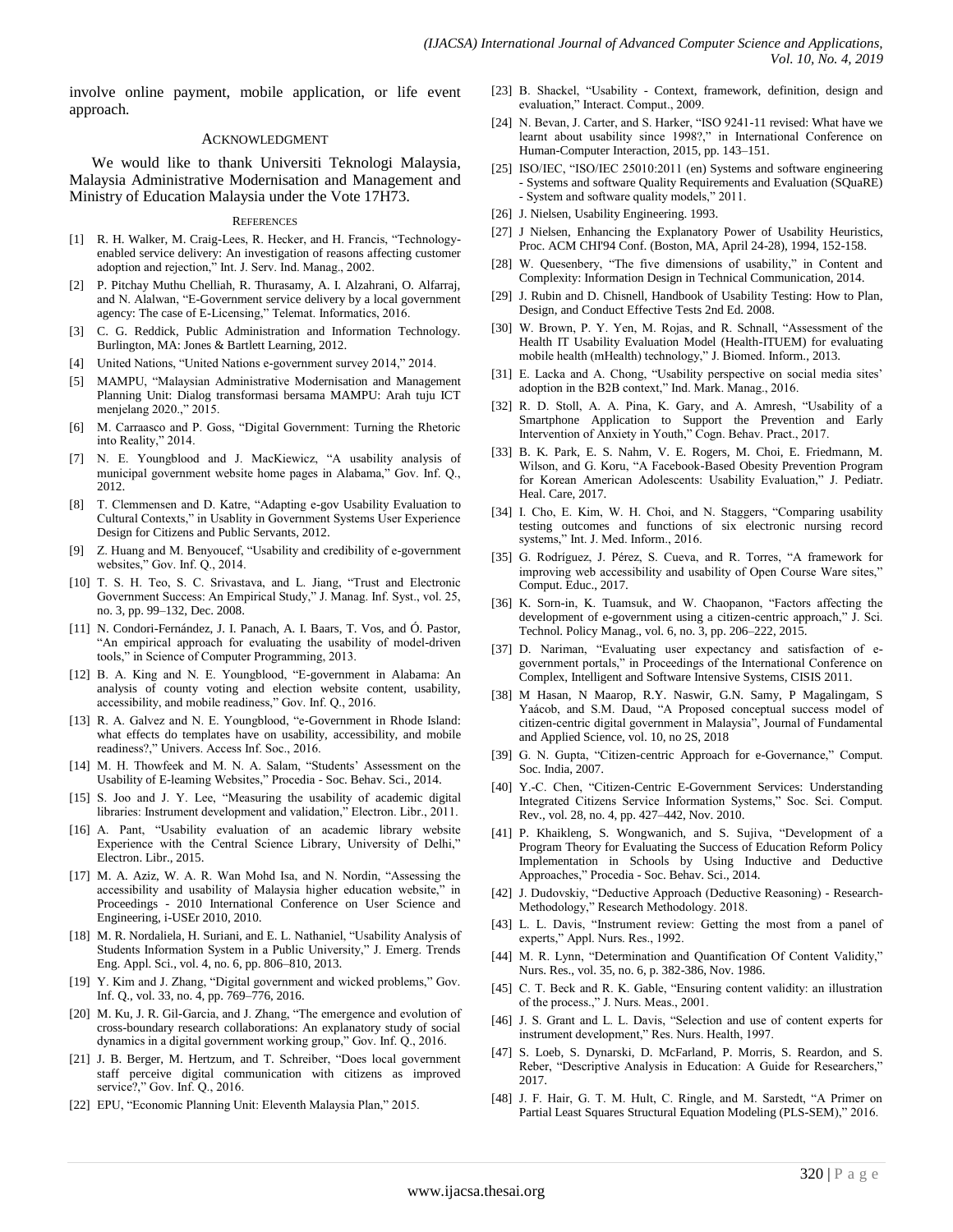involve online payment, mobile application, or life event approach.

## Acknowledgment

We would like to thank Universiti Teknologi Malaysia, Malaysia Administrative Modernisation and Management and Ministry of Education Malaysia under the Vote 17H73.

## References

[1] R. H. Walker, M. Craig-Lees, R. Hecker, and H. Francis, "Technology-enabled service delivery: An investigation of reasons affecting customer adoption and rejection," Int. J. Serv. Ind. Manag., 2002.

[2] P. Pitchay Muthu Chelliah, R. Thurasamy, A. I. Alzahrani, O. Alfarraj, and N. Alalwan, "E-Government service delivery by a local government agency: The case of E-Licensing," Telemat. Informatics, 2016.

[3] C. G. Reddick, Public Administration and Information Technology. Burlington, MA: Jones & Bartlett Learning, 2012.

[4] United Nations, "United Nations e-government survey 2014," 2014.

[5] MAMPU, "Malaysian Administrative Modernisation and Management Planning Unit: Dialog transformasi bersama MAMPU: Arah tuju ICT menjelang 2020.," 2015.

[6] M. Carraasco and P. Goss, "Digital Government: Turning the Rhetoric into Reality," 2014.

[7] N. E. Youngblood and J. MacKiewicz, "A usability analysis of municipal government website home pages in Alabama," Gov. Inf. Q., 2012.

[8] T. Clemmensen and D. Katre, "Adapting e-gov Usability Evaluation to Cultural Contexts," in Usablity in Government Systems User Experience Design for Citizens and Public Servants, 2012.

[9] Z. Huang and M. Benyoucef, "Usability and credibility of e-government websites," Gov. Inf. Q., 2014.

[10] T. S. H. Teo, S. C. Srivastava, and L. Jiang, "Trust and Electronic Government Success: An Empirical Study," J. Manag. Inf. Syst., vol. 25, no. 3, pp. 99–132, Dec. 2008.

[11] N. Condori-Fernández, J. I. Panach, A. I. Baars, T. Vos, and Ó. Pastor, "An empirical approach for evaluating the usability of model-driven tools," in Science of Computer Programming, 2013.

[12] B. A. King and N. E. Youngblood, "E-government in Alabama: An analysis of county voting and election website content, usability, accessibility, and mobile readiness," Gov. Inf. Q., 2016.

[13] R. A. Galvez and N. E. Youngblood, "e-Government in Rhode Island: what effects do templates have on usability, accessibility, and mobile readiness?," Univers. Access Inf. Soc., 2016.

[14] M. H. Thowfeek and M. N. A. Salam, "Students' Assessment on the Usability of E-leaming Websites," Procedia - Soc. Behav. Sci., 2014.

[15] S. Joo and J. Y. Lee, "Measuring the usability of academic digital libraries: Instrument development and validation," Electron. Libr., 2011.

[16] A. Pant, "Usability evaluation of an academic library website Experience with the Central Science Library, University of Delhi," Electron. Libr., 2015.

[17] M. A. Aziz, W. A. R. Wan Mohd Isa, and N. Nordin, "Assessing the accessibility and usability of Malaysia higher education website," in Proceedings - 2010 International Conference on User Science and Engineering, i-USEr 2010, 2010.

[18] M. R. Nordaliela, H. Suriani, and E. L. Nathaniel, "Usability Analysis of Students Information System in a Public University," J. Emerg. Trends Eng. Appl. Sci., vol. 4, no. 6, pp. 806–810, 2013.

[19] Y. Kim and J. Zhang, "Digital government and wicked problems," Gov. Inf. Q., vol. 33, no. 4, pp. 769–776, 2016.

[20] M. Ku, J. R. Gil-Garcia, and J. Zhang, "The emergence and evolution of cross-boundary research collaborations: An explanatory study of social dynamics in a digital government working group," Gov. Inf. Q., 2016.

[21] J. B. Berger, M. Hertzum, and T. Schreiber, "Does local government staff perceive digital communication with citizens as improved service?," Gov. Inf. Q., 2016.

[22] EPU, "Economic Planning Unit: Eleventh Malaysia Plan," 2015.

[23] B. Shackel, "Usability - Context, framework, definition, design and evaluation," Interact. Comput., 2009.

[24] N. Bevan, J. Carter, and S. Harker, "ISO 9241-11 revised: What have we learnt about usability since 1998?," in International Conference on Human-Computer Interaction, 2015, pp. 143–151.

[25] ISO/IEC, "ISO/IEC 25010:2011 (en) Systems and software engineering - Systems and software Quality Requirements and Evaluation (SQuaRE) - System and software quality models," 2011.

[26] J. Nielsen, Usability Engineering. 1993.

[27] J Nielsen, Enhancing the Explanatory Power of Usability Heuristics, Proc. ACM CHI'94 Conf. (Boston, MA, April 24-28), 1994, 152-158.

[28] W. Quesenbery, "The five dimensions of usability," in Content and Complexity: Information Design in Technical Communication, 2014.

[29] J. Rubin and D. Chisnell, Handbook of Usability Testing: How to Plan, Design, and Conduct Effective Tests 2nd Ed. 2008.

[30] W. Brown, P. Y. Yen, M. Rojas, and R. Schnall, "Assessment of the Health IT Usability Evaluation Model (Health-ITUEM) for evaluating mobile health (mHealth) technology," J. Biomed. Inform., 2013.

[31] E. Lacka and A. Chong, "Usability perspective on social media sites' adoption in the B2B context," Ind. Mark. Manag., 2016.

[32] R. D. Stoll, A. A. Pina, K. Gary, and A. Amresh, "Usability of a Smartphone Application to Support the Prevention and Early Intervention of Anxiety in Youth," Cogn. Behav. Pract., 2017.

[33] B. K. Park, E. S. Nahm, V. E. Rogers, M. Choi, E. Friedmann, M. Wilson, and G. Koru, "A Facebook-Based Obesity Prevention Program for Korean American Adolescents: Usability Evaluation," J. Pediatr. Heal. Care, 2017.

[34] I. Cho, E. Kim, W. H. Choi, and N. Staggers, "Comparing usability testing outcomes and functions of six electronic nursing record systems," Int. J. Med. Inform., 2016.

[35] G. Rodríguez, J. Pérez, S. Cueva, and R. Torres, "A framework for improving web accessibility and usability of Open Course Ware sites," Comput. Educ., 2017.

[36] K. Sorn-in, K. Tuamsuk, and W. Chaopanon, "Factors affecting the development of e-government using a citizen-centric approach," J. Sci. Technol. Policy Manag., vol. 6, no. 3, pp. 206–222, 2015.

[37] D. Nariman, "Evaluating user expectancy and satisfaction of e-government portals," in Proceedings of the International Conference on Complex, Intelligent and Software Intensive Systems, CISIS 2011.

[38] M Hasan, N Maarop, R.Y. Naswir, G.N. Samy, P Magalingam, S Yaácob, and S.M. Daud, "A Proposed conceptual success model of citizen-centric digital government in Malaysia", Journal of Fundamental and Applied Science, vol. 10, no 2S, 2018

[39] G. N. Gupta, "Citizen-centric Approach for e-Governance," Comput. Soc. India, 2007.

[40] Y.-C. Chen, "Citizen-Centric E-Government Services: Understanding Integrated Citizens Service Information Systems," Soc. Sci. Comput. Rev., vol. 28, no. 4, pp. 427–442, Nov. 2010.

[41] P. Khaikleng, S. Wongwanich, and S. Sujiva, "Development of a Program Theory for Evaluating the Success of Education Reform Policy Implementation in Schools by Using Inductive and Deductive Approaches," Procedia - Soc. Behav. Sci., 2014.

[42] J. Dudovskiy, "Deductive Approach (Deductive Reasoning) - Research-Methodology," Research Methodology. 2018.

[43] L. L. Davis, "Instrument review: Getting the most from a panel of experts," Appl. Nurs. Res., 1992.

[44] M. R. Lynn, "Determination and Quantification Of Content Validity," Nurs. Res., vol. 35, no. 6, p. 382-386, Nov. 1986.

[45] C. T. Beck and R. K. Gable, "Ensuring content validity: an illustration of the process.," J. Nurs. Meas., 2001.

[46] J. S. Grant and L. L. Davis, "Selection and use of content experts for instrument development," Res. Nurs. Health, 1997.

[47] S. Loeb, S. Dynarski, D. McFarland, P. Morris, S. Reardon, and S. Reber, "Descriptive Analysis in Education: A Guide for Researchers," 2017.

[48] J. F. Hair, G. T. M. Hult, C. Ringle, and M. Sarstedt, "A Primer on Partial Least Squares Structural Equation Modeling (PLS-SEM)," 2016.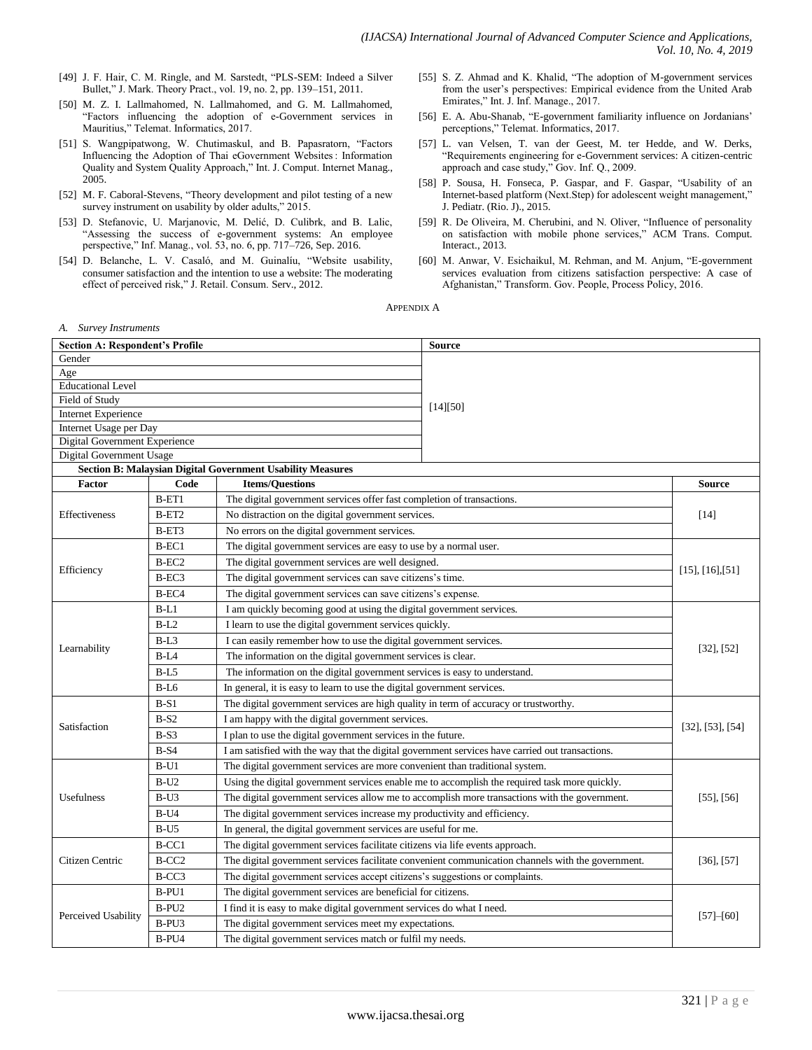[49] J. F. Hair, C. M. Ringle, and M. Sarstedt, "PLS-SEM: Indeed a Silver Bullet," J. Mark. Theory Pract., vol. 19, no. 2, pp. 139–151, 2011.

[50] M. Z. I. Lallmahomed, N. Lallmahomed, and G. M. Lallmahomed, "Factors influencing the adoption of e-Government services in Mauritius," Telemat. Informatics, 2017.

[51] S. Wangpipatwong, W. Chutimaskul, and B. Papasratorn, "Factors Influencing the Adoption of Thai eGovernment Websites : Information Quality and System Quality Approach," Int. J. Comput. Internet Manag., 2005.

[52] M. F. Caboral-Stevens, "Theory development and pilot testing of a new survey instrument on usability by older adults," 2015.

[53] D. Stefanovic, U. Marjanovic, M. Delić, D. Culibrk, and B. Lalic, "Assessing the success of e-government systems: An employee perspective," Inf. Manag., vol. 53, no. 6, pp. 717–726, Sep. 2016.

[54] D. Belanche, L. V. Casaló, and M. Guinalíu, "Website usability, consumer satisfaction and the intention to use a website: The moderating effect of perceived risk," J. Retail. Consum. Serv., 2012.

[55] S. Z. Ahmad and K. Khalid, "The adoption of M-government services from the user's perspectives: Empirical evidence from the United Arab Emirates," Int. J. Inf. Manage., 2017.

[56] E. A. Abu-Shanab, "E-government familiarity influence on Jordanians' perceptions," Telemat. Informatics, 2017.

[57] L. van Velsen, T. van der Geest, M. ter Hedde, and W. Derks, "Requirements engineering for e-Government services: A citizen-centric approach and case study," Gov. Inf. Q., 2009.

[58] P. Sousa, H. Fonseca, P. Gaspar, and F. Gaspar, "Usability of an Internet-based platform (Next.Step) for adolescent weight management," J. Pediatr. (Rio. J)., 2015.

[59] R. De Oliveira, M. Cherubini, and N. Oliver, "Influence of personality on satisfaction with mobile phone services," ACM Trans. Comput. Interact., 2013.

[60] M. Anwar, V. Esichaikul, M. Rehman, and M. Anjum, "E-government services evaluation from citizens satisfaction perspective: A case of Afghanistan," Transform. Gov. People, Process Policy, 2016.

## Appendix A

### A. *Survey Instruments*

| **Section A: Respondent's Profile** | **Source** |
|---|---|
| Gender | [14][50] |
| Age | |
| Educational Level | |
| Field of Study | |
| Internet Experience | |
| Internet Usage per Day | |
| Digital Government Experience | |
| Digital Government Usage | |

| **Section B: Malaysian Digital Government Usability Measures** | | | |
|---|---|---|---|
| **Factor** | **Code** | **Items/Questions** | **Source** |
| Effectiveness | B-ET1 | The digital government services offer fast completion of transactions. | [14] |
| | B-ET2 | No distraction on the digital government services. | |
| | B-ET3 | No errors on the digital government services. | |
| Efficiency | B-EC1 | The digital government services are easy to use by a normal user. | [15], [16],[51] |
| | B-EC2 | The digital government services are well designed. | |
| | B-EC3 | The digital government services can save citizens's time. | |
| | B-EC4 | The digital government services can save citizens's expense. | |
| Learnability | B-L1 | I am quickly becoming good at using the digital government services. | [32], [52] |
| | B-L2 | I learn to use the digital government services quickly. | |
| | B-L3 | I can easily remember how to use the digital government services. | |
| | B-L4 | The information on the digital government services is clear. | |
| | B-L5 | The information on the digital government services is easy to understand. | |
| | B-L6 | In general, it is easy to learn to use the digital government services. | |
| Satisfaction | B-S1 | The digital government services are high quality in term of accuracy or trustworthy. | [32], [53], [54] |
| | B-S2 | I am happy with the digital government services. | |
| | B-S3 | I plan to use the digital government services in the future. | |
| | B-S4 | I am satisfied with the way that the digital government services have carried out transactions. | |
| Usefulness | B-U1 | The digital government services are more convenient than traditional system. | [55], [56] |
| | B-U2 | Using the digital government services enable me to accomplish the required task more quickly. | |
| | B-U3 | The digital government services allow me to accomplish more transactions with the government. | |
| | B-U4 | The digital government services increase my productivity and efficiency. | |
| | B-U5 | In general, the digital government services are useful for me. | |
| Citizen Centric | B-CC1 | The digital government services facilitate citizens via life events approach. | [36], [57] |
| | B-CC2 | The digital government services facilitate convenient communication channels with the government. | |
| | B-CC3 | The digital government services accept citizens's suggestions or complaints. | |
| Perceived Usability | B-PU1 | The digital government services are beneficial for citizens. | [57]–[60] |
| | B-PU2 | I find it is easy to make digital government services do what I need. | |
| | B-PU3 | The digital government services meet my expectations. | |
| | B-PU4 | The digital government services match or fulfil my needs. | |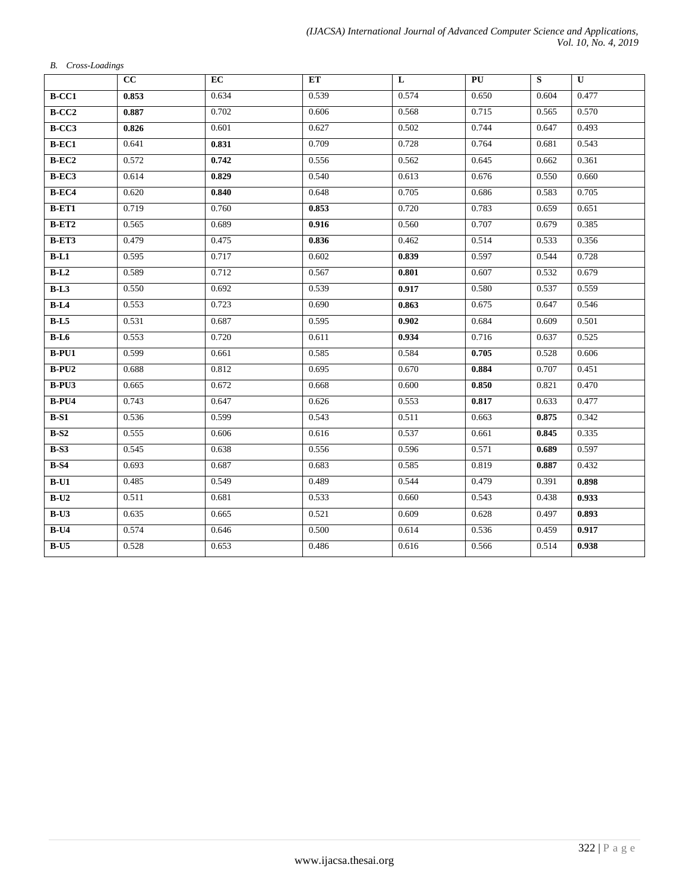*B. Cross-Loadings*

| | CC | EC | ET | L | PU | S | U |
|---|---|---|---|---|---|---|---|
| **B-CC1** | **0.853** | 0.634 | 0.539 | 0.574 | 0.650 | 0.604 | 0.477 |
| **B-CC2** | **0.887** | 0.702 | 0.606 | 0.568 | 0.715 | 0.565 | 0.570 |
| **B-CC3** | **0.826** | 0.601 | 0.627 | 0.502 | 0.744 | 0.647 | 0.493 |
| **B-EC1** | 0.641 | **0.831** | 0.709 | 0.728 | 0.764 | 0.681 | 0.543 |
| **B-EC2** | 0.572 | **0.742** | 0.556 | 0.562 | 0.645 | 0.662 | 0.361 |
| **B-EC3** | 0.614 | **0.829** | 0.540 | 0.613 | 0.676 | 0.550 | 0.660 |
| **B-EC4** | 0.620 | **0.840** | 0.648 | 0.705 | 0.686 | 0.583 | 0.705 |
| **B-ET1** | 0.719 | 0.760 | **0.853** | 0.720 | 0.783 | 0.659 | 0.651 |
| **B-ET2** | 0.565 | 0.689 | **0.916** | 0.560 | 0.707 | 0.679 | 0.385 |
| **B-ET3** | 0.479 | 0.475 | **0.836** | 0.462 | 0.514 | 0.533 | 0.356 |
| **B-L1** | 0.595 | 0.717 | 0.602 | **0.839** | 0.597 | 0.544 | 0.728 |
| **B-L2** | 0.589 | 0.712 | 0.567 | **0.801** | 0.607 | 0.532 | 0.679 |
| **B-L3** | 0.550 | 0.692 | 0.539 | **0.917** | 0.580 | 0.537 | 0.559 |
| **B-L4** | 0.553 | 0.723 | 0.690 | **0.863** | 0.675 | 0.647 | 0.546 |
| **B-L5** | 0.531 | 0.687 | 0.595 | **0.902** | 0.684 | 0.609 | 0.501 |
| **B-L6** | 0.553 | 0.720 | 0.611 | **0.934** | 0.716 | 0.637 | 0.525 |
| **B-PU1** | 0.599 | 0.661 | 0.585 | 0.584 | **0.705** | 0.528 | 0.606 |
| **B-PU2** | 0.688 | 0.812 | 0.695 | 0.670 | **0.884** | 0.707 | 0.451 |
| **B-PU3** | 0.665 | 0.672 | 0.668 | 0.600 | **0.850** | 0.821 | 0.470 |
| **B-PU4** | 0.743 | 0.647 | 0.626 | 0.553 | **0.817** | 0.633 | 0.477 |
| **B-S1** | 0.536 | 0.599 | 0.543 | 0.511 | 0.663 | **0.875** | 0.342 |
| **B-S2** | 0.555 | 0.606 | 0.616 | 0.537 | 0.661 | **0.845** | 0.335 |
| **B-S3** | 0.545 | 0.638 | 0.556 | 0.596 | 0.571 | **0.689** | 0.597 |
| **B-S4** | 0.693 | 0.687 | 0.683 | 0.585 | 0.819 | **0.887** | 0.432 |
| **B-U1** | 0.485 | 0.549 | 0.489 | 0.544 | 0.479 | 0.391 | **0.898** |
| **B-U2** | 0.511 | 0.681 | 0.533 | 0.660 | 0.543 | 0.438 | **0.933** |
| **B-U3** | 0.635 | 0.665 | 0.521 | 0.609 | 0.628 | 0.497 | **0.893** |
| **B-U4** | 0.574 | 0.646 | 0.500 | 0.614 | 0.536 | 0.459 | **0.917** |
| **B-U5** | 0.528 | 0.653 | 0.486 | 0.616 | 0.566 | 0.514 | **0.938** |